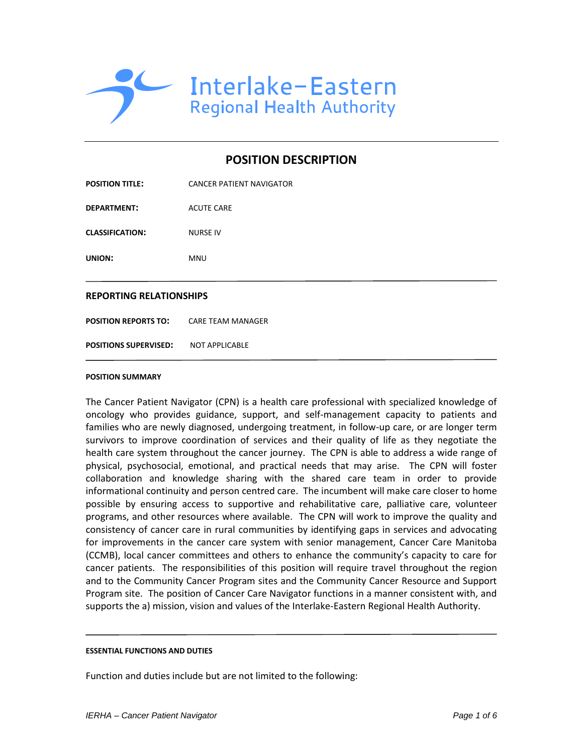Interlake-Eastern
Regional Health Authority

# POSITION DESCRIPTION

**POSITION TITLE:** CANCER PATIENT NAVIGATOR

**DEPARTMENT:** ACUTE CARE

**CLASSIFICATION:** NURSE IV

**UNION:** MNU

## REPORTING RELATIONSHIPS

**POSITION REPORTS TO:** CARE TEAM MANAGER

**POSITIONS SUPERVISED:** NOT APPLICABLE

### POSITION SUMMARY

The Cancer Patient Navigator (CPN) is a health care professional with specialized knowledge of oncology who provides guidance, support, and self-management capacity to patients and families who are newly diagnosed, undergoing treatment, in follow-up care, or are longer term survivors to improve coordination of services and their quality of life as they negotiate the health care system throughout the cancer journey. The CPN is able to address a wide range of physical, psychosocial, emotional, and practical needs that may arise. The CPN will foster collaboration and knowledge sharing with the shared care team in order to provide informational continuity and person centred care. The incumbent will make care closer to home possible by ensuring access to supportive and rehabilitative care, palliative care, volunteer programs, and other resources where available. The CPN will work to improve the quality and consistency of cancer care in rural communities by identifying gaps in services and advocating for improvements in the cancer care system with senior management, Cancer Care Manitoba (CCMB), local cancer committees and others to enhance the community's capacity to care for cancer patients. The responsibilities of this position will require travel throughout the region and to the Community Cancer Program sites and the Community Cancer Resource and Support Program site. The position of Cancer Care Navigator functions in a manner consistent with, and supports the a) mission, vision and values of the Interlake-Eastern Regional Health Authority.

### ESSENTIAL FUNCTIONS AND DUTIES

Function and duties include but are not limited to the following: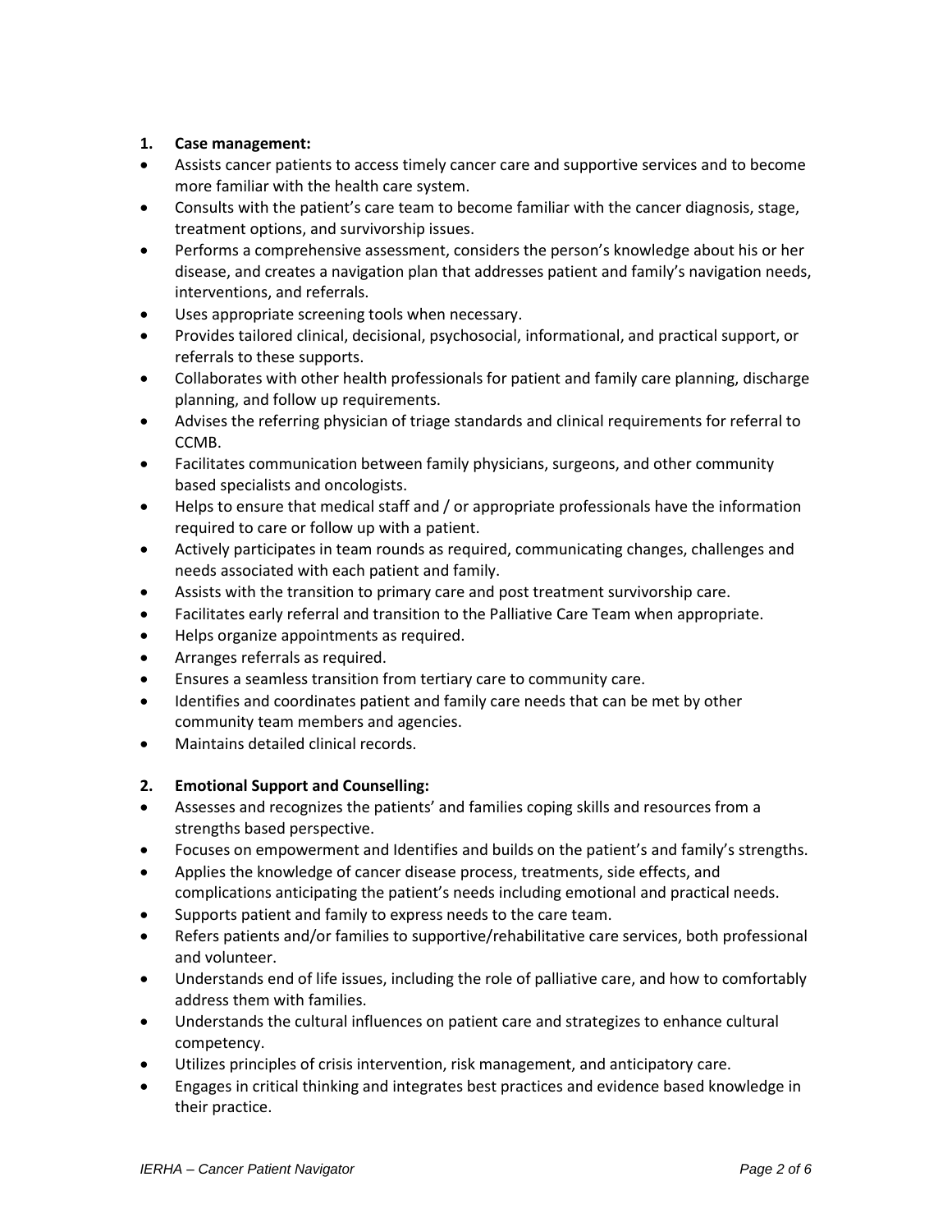1. **Case management:**

- Assists cancer patients to access timely cancer care and supportive services and to become more familiar with the health care system.
- Consults with the patient's care team to become familiar with the cancer diagnosis, stage, treatment options, and survivorship issues.
- Performs a comprehensive assessment, considers the person's knowledge about his or her disease, and creates a navigation plan that addresses patient and family's navigation needs, interventions, and referrals.
- Uses appropriate screening tools when necessary.
- Provides tailored clinical, decisional, psychosocial, informational, and practical support, or referrals to these supports.
- Collaborates with other health professionals for patient and family care planning, discharge planning, and follow up requirements.
- Advises the referring physician of triage standards and clinical requirements for referral to CCMB.
- Facilitates communication between family physicians, surgeons, and other community based specialists and oncologists.
- Helps to ensure that medical staff and / or appropriate professionals have the information required to care or follow up with a patient.
- Actively participates in team rounds as required, communicating changes, challenges and needs associated with each patient and family.
- Assists with the transition to primary care and post treatment survivorship care.
- Facilitates early referral and transition to the Palliative Care Team when appropriate.
- Helps organize appointments as required.
- Arranges referrals as required.
- Ensures a seamless transition from tertiary care to community care.
- Identifies and coordinates patient and family care needs that can be met by other community team members and agencies.
- Maintains detailed clinical records.

2. **Emotional Support and Counselling:**

- Assesses and recognizes the patients' and families coping skills and resources from a strengths based perspective.
- Focuses on empowerment and Identifies and builds on the patient's and family's strengths.
- Applies the knowledge of cancer disease process, treatments, side effects, and complications anticipating the patient's needs including emotional and practical needs.
- Supports patient and family to express needs to the care team.
- Refers patients and/or families to supportive/rehabilitative care services, both professional and volunteer.
- Understands end of life issues, including the role of palliative care, and how to comfortably address them with families.
- Understands the cultural influences on patient care and strategizes to enhance cultural competency.
- Utilizes principles of crisis intervention, risk management, and anticipatory care.
- Engages in critical thinking and integrates best practices and evidence based knowledge in their practice.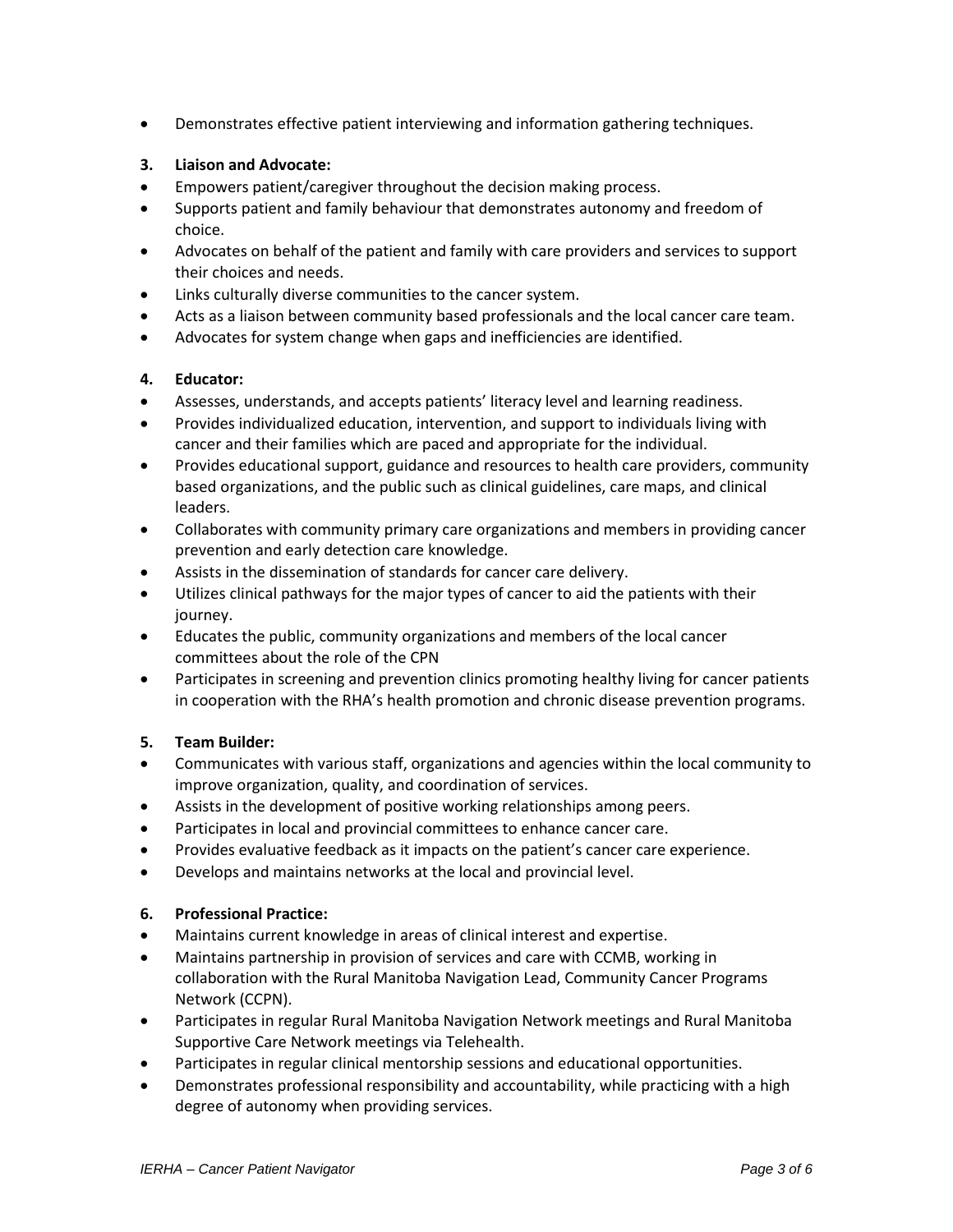- Demonstrates effective patient interviewing and information gathering techniques.

**3. Liaison and Advocate:**

- Empowers patient/caregiver throughout the decision making process.
- Supports patient and family behaviour that demonstrates autonomy and freedom of choice.
- Advocates on behalf of the patient and family with care providers and services to support their choices and needs.
- Links culturally diverse communities to the cancer system.
- Acts as a liaison between community based professionals and the local cancer care team.
- Advocates for system change when gaps and inefficiencies are identified.

**4. Educator:**

- Assesses, understands, and accepts patients' literacy level and learning readiness.
- Provides individualized education, intervention, and support to individuals living with cancer and their families which are paced and appropriate for the individual.
- Provides educational support, guidance and resources to health care providers, community based organizations, and the public such as clinical guidelines, care maps, and clinical leaders.
- Collaborates with community primary care organizations and members in providing cancer prevention and early detection care knowledge.
- Assists in the dissemination of standards for cancer care delivery.
- Utilizes clinical pathways for the major types of cancer to aid the patients with their journey.
- Educates the public, community organizations and members of the local cancer committees about the role of the CPN
- Participates in screening and prevention clinics promoting healthy living for cancer patients in cooperation with the RHA's health promotion and chronic disease prevention programs.

**5. Team Builder:**

- Communicates with various staff, organizations and agencies within the local community to improve organization, quality, and coordination of services.
- Assists in the development of positive working relationships among peers.
- Participates in local and provincial committees to enhance cancer care.
- Provides evaluative feedback as it impacts on the patient's cancer care experience.
- Develops and maintains networks at the local and provincial level.

**6. Professional Practice:**

- Maintains current knowledge in areas of clinical interest and expertise.
- Maintains partnership in provision of services and care with CCMB, working in collaboration with the Rural Manitoba Navigation Lead, Community Cancer Programs Network (CCPN).
- Participates in regular Rural Manitoba Navigation Network meetings and Rural Manitoba Supportive Care Network meetings via Telehealth.
- Participates in regular clinical mentorship sessions and educational opportunities.
- Demonstrates professional responsibility and accountability, while practicing with a high degree of autonomy when providing services.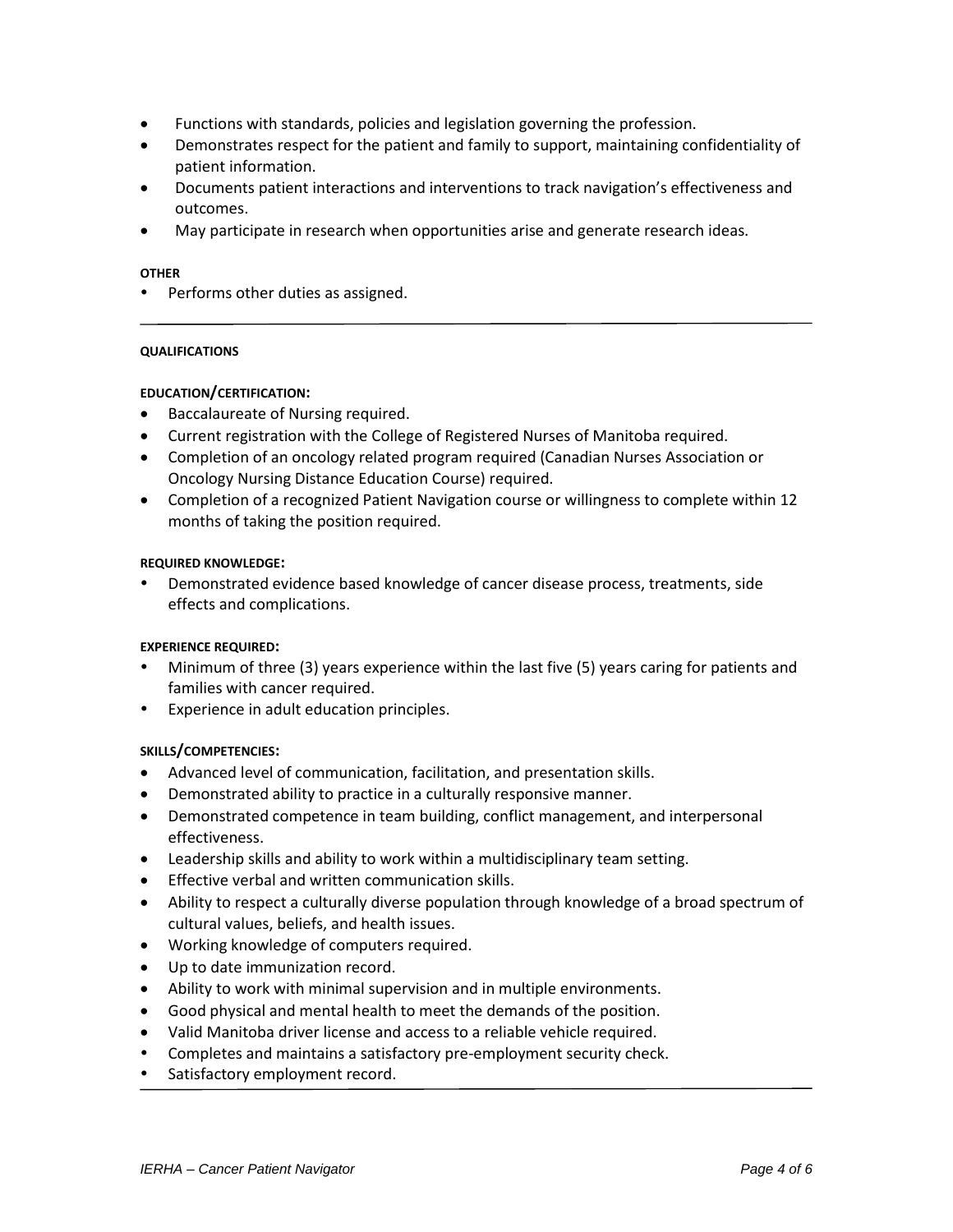- Functions with standards, policies and legislation governing the profession.
- Demonstrates respect for the patient and family to support, maintaining confidentiality of patient information.
- Documents patient interactions and interventions to track navigation's effectiveness and outcomes.
- May participate in research when opportunities arise and generate research ideas.

**OTHER**

- Performs other duties as assigned.

---

**QUALIFICATIONS**

**EDUCATION/CERTIFICATION:**

- Baccalaureate of Nursing required.
- Current registration with the College of Registered Nurses of Manitoba required.
- Completion of an oncology related program required (Canadian Nurses Association or Oncology Nursing Distance Education Course) required.
- Completion of a recognized Patient Navigation course or willingness to complete within 12 months of taking the position required.

**REQUIRED KNOWLEDGE:**

- Demonstrated evidence based knowledge of cancer disease process, treatments, side effects and complications.

**EXPERIENCE REQUIRED:**

- Minimum of three (3) years experience within the last five (5) years caring for patients and families with cancer required.
- Experience in adult education principles.

**SKILLS/COMPETENCIES:**

- Advanced level of communication, facilitation, and presentation skills.
- Demonstrated ability to practice in a culturally responsive manner.
- Demonstrated competence in team building, conflict management, and interpersonal effectiveness.
- Leadership skills and ability to work within a multidisciplinary team setting.
- Effective verbal and written communication skills.
- Ability to respect a culturally diverse population through knowledge of a broad spectrum of cultural values, beliefs, and health issues.
- Working knowledge of computers required.
- Up to date immunization record.
- Ability to work with minimal supervision and in multiple environments.
- Good physical and mental health to meet the demands of the position.
- Valid Manitoba driver license and access to a reliable vehicle required.
- Completes and maintains a satisfactory pre-employment security check.
- Satisfactory employment record.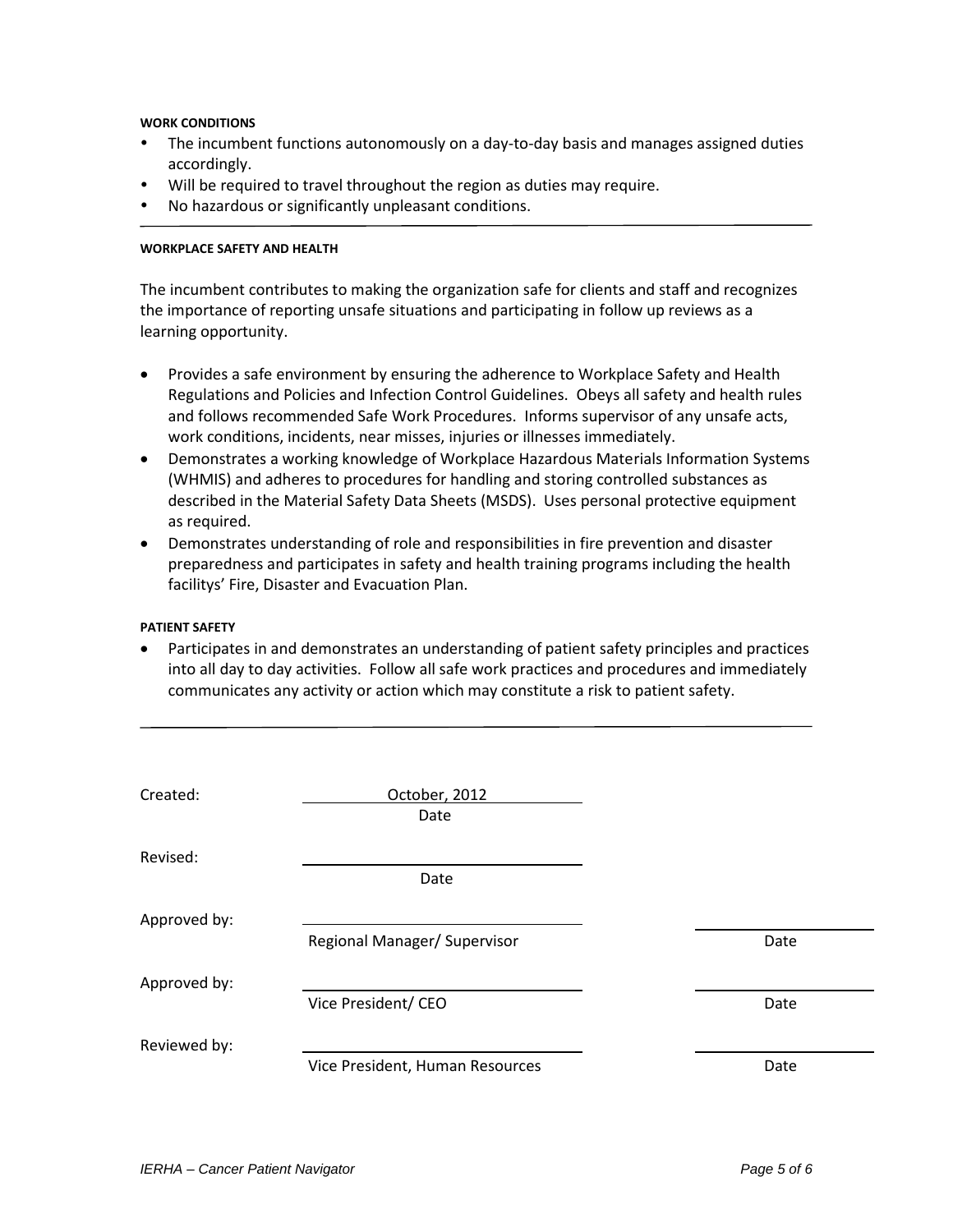#### WORK CONDITIONS

- The incumbent functions autonomously on a day-to-day basis and manages assigned duties accordingly.
- Will be required to travel throughout the region as duties may require.
- No hazardous or significantly unpleasant conditions.

---

#### WORKPLACE SAFETY AND HEALTH

The incumbent contributes to making the organization safe for clients and staff and recognizes the importance of reporting unsafe situations and participating in follow up reviews as a learning opportunity.

- Provides a safe environment by ensuring the adherence to Workplace Safety and Health Regulations and Policies and Infection Control Guidelines. Obeys all safety and health rules and follows recommended Safe Work Procedures. Informs supervisor of any unsafe acts, work conditions, incidents, near misses, injuries or illnesses immediately.
- Demonstrates a working knowledge of Workplace Hazardous Materials Information Systems (WHMIS) and adheres to procedures for handling and storing controlled substances as described in the Material Safety Data Sheets (MSDS). Uses personal protective equipment as required.
- Demonstrates understanding of role and responsibilities in fire prevention and disaster preparedness and participates in safety and health training programs including the health facilitys' Fire, Disaster and Evacuation Plan.

#### PATIENT SAFETY

- Participates in and demonstrates an understanding of patient safety principles and practices into all day to day activities. Follow all safe work practices and procedures and immediately communicates any activity or action which may constitute a risk to patient safety.

---

Created: October, 2012
Date

Revised: ______________________
Date

Approved by: ______________________ ______________
Regional Manager/ Supervisor Date

Approved by: ______________________ ______________
Vice President/ CEO Date

Reviewed by: ______________________ ______________
Vice President, Human Resources Date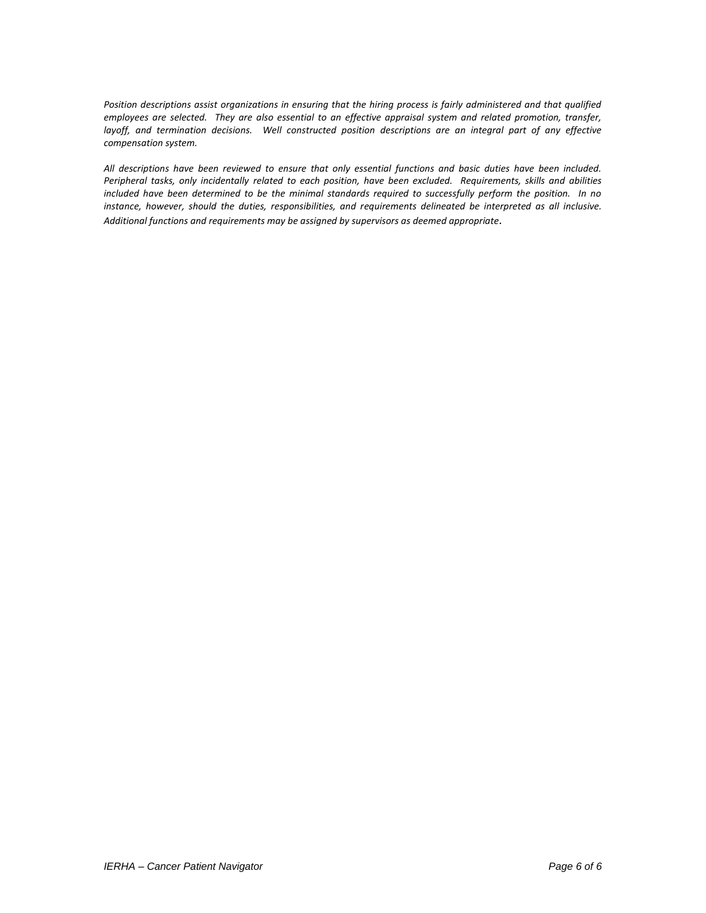*Position descriptions assist organizations in ensuring that the hiring process is fairly administered and that qualified employees are selected. They are also essential to an effective appraisal system and related promotion, transfer, layoff, and termination decisions. Well constructed position descriptions are an integral part of any effective compensation system.*

*All descriptions have been reviewed to ensure that only essential functions and basic duties have been included. Peripheral tasks, only incidentally related to each position, have been excluded. Requirements, skills and abilities included have been determined to be the minimal standards required to successfully perform the position. In no instance, however, should the duties, responsibilities, and requirements delineated be interpreted as all inclusive. Additional functions and requirements may be assigned by supervisors as deemed appropriate.*